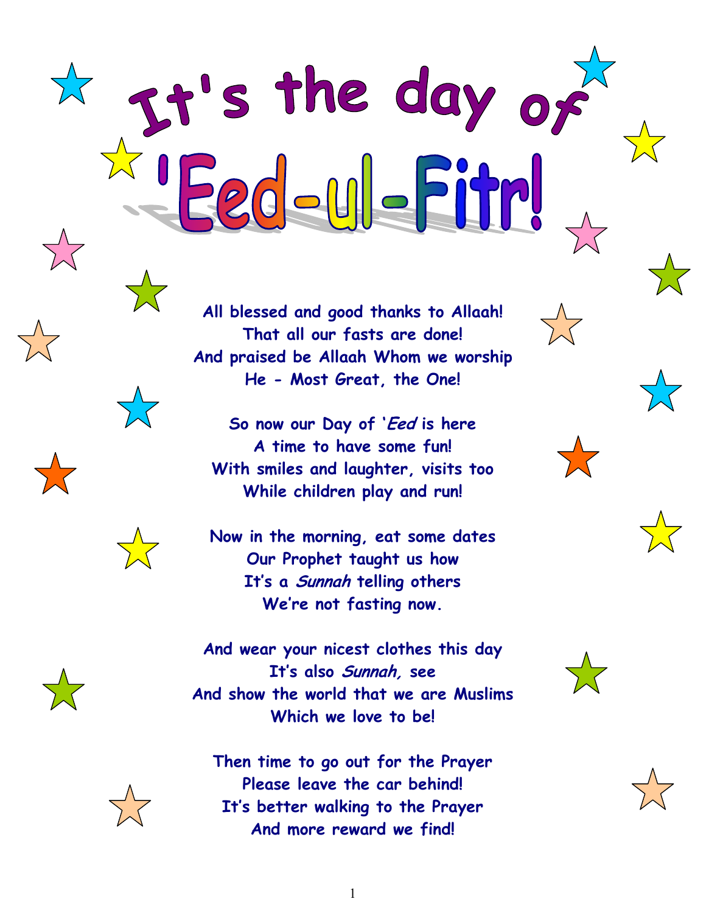# It's the day of 'Eed-ul-Fitr!

**All blessed and good thanks to Allaah!**
**That all our fasts are done!**
**And praised be Allaah Whom we worship**
**He - Most Great, the One!**

**So now our Day of '*Eed* is here**
**A time to have some fun!**
**With smiles and laughter, visits too**
**While children play and run!**

**Now in the morning, eat some dates**
**Our Prophet taught us how**
**It's a *Sunnah* telling others**
**We're not fasting now.**

**And wear your nicest clothes this day**
**It's also *Sunnah,* see**
**And show the world that we are Muslims**
**Which we love to be!**

**Then time to go out for the Prayer**
**Please leave the car behind!**
**It's better walking to the Prayer**
**And more reward we find!**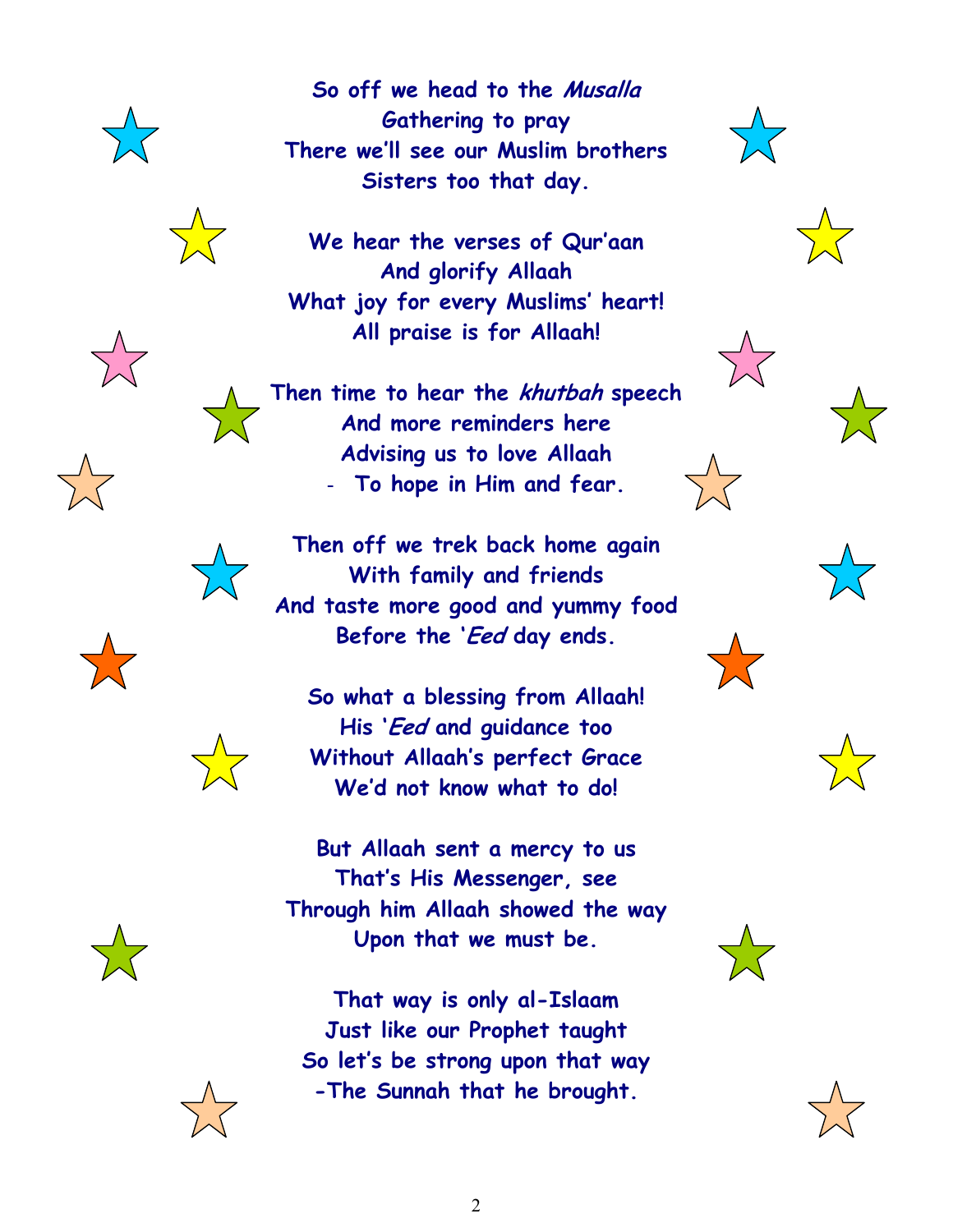**So off we head to the *Musalla***
**Gathering to pray**
**There we'll see our Muslim brothers**
**Sisters too that day.**

**We hear the verses of Qur'aan**
**And glorify Allaah**
**What joy for every Muslims' heart!**
**All praise is for Allaah!**

**Then time to hear the *khutbah* speech**
**And more reminders here**
**Advising us to love Allaah**
**- To hope in Him and fear.**

**Then off we trek back home again**
**With family and friends**
**And taste more good and yummy food**
**Before the '*Eed* day ends.**

**So what a blessing from Allaah!**
**His '*Eed* and guidance too**
**Without Allaah's perfect Grace**
**We'd not know what to do!**

**But Allaah sent a mercy to us**
**That's His Messenger, see**
**Through him Allaah showed the way**
**Upon that we must be.**

**That way is only al-Islaam**
**Just like our Prophet taught**
**So let's be strong upon that way**
**-The Sunnah that he brought.**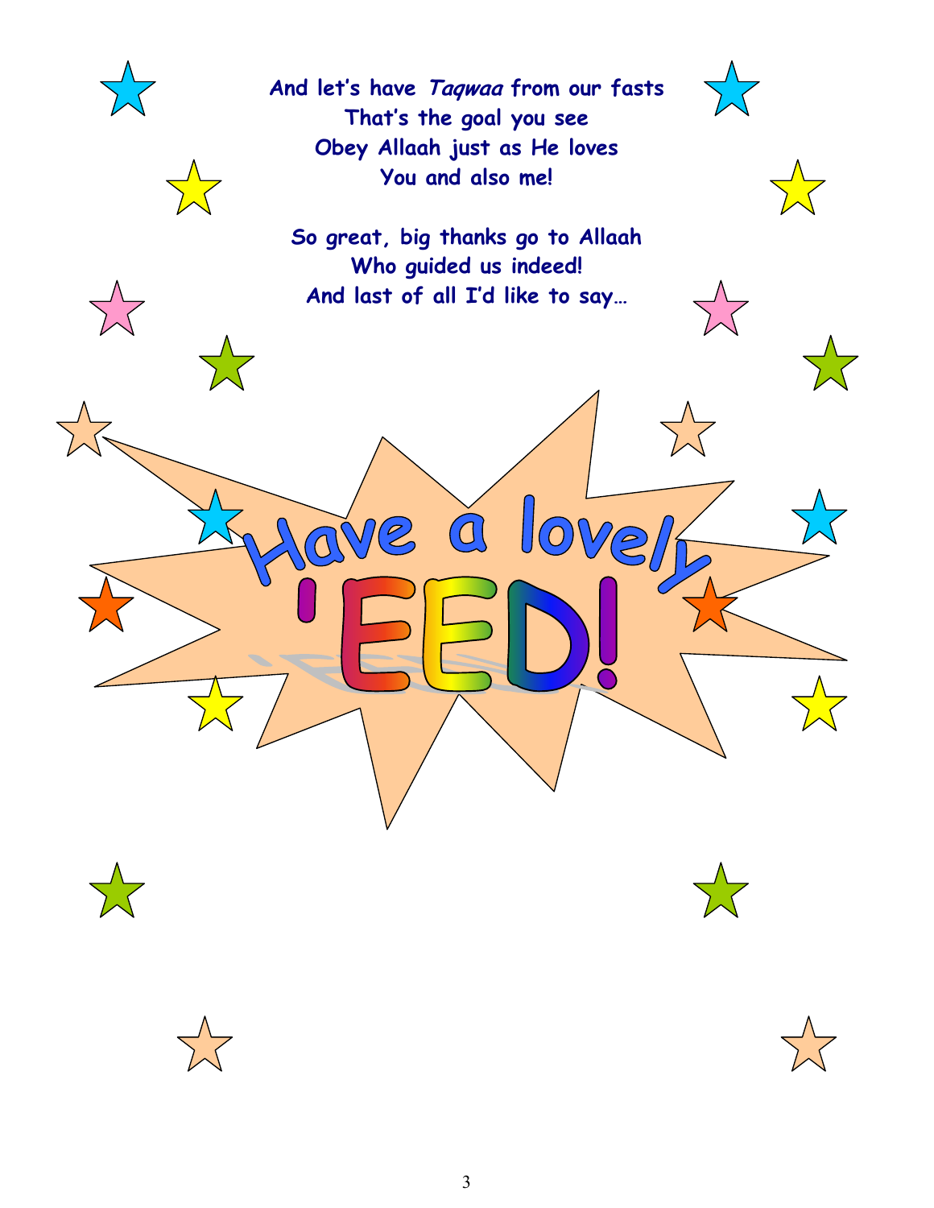**And let's have *Taqwaa* from our fasts**
**That's the goal you see**
**Obey Allaah just as He loves**
**You and also me!**

**So great, big thanks go to Allaah**
**Who guided us indeed!**
**And last of all I'd like to say…**

**Have a lovely**

**'EED!**